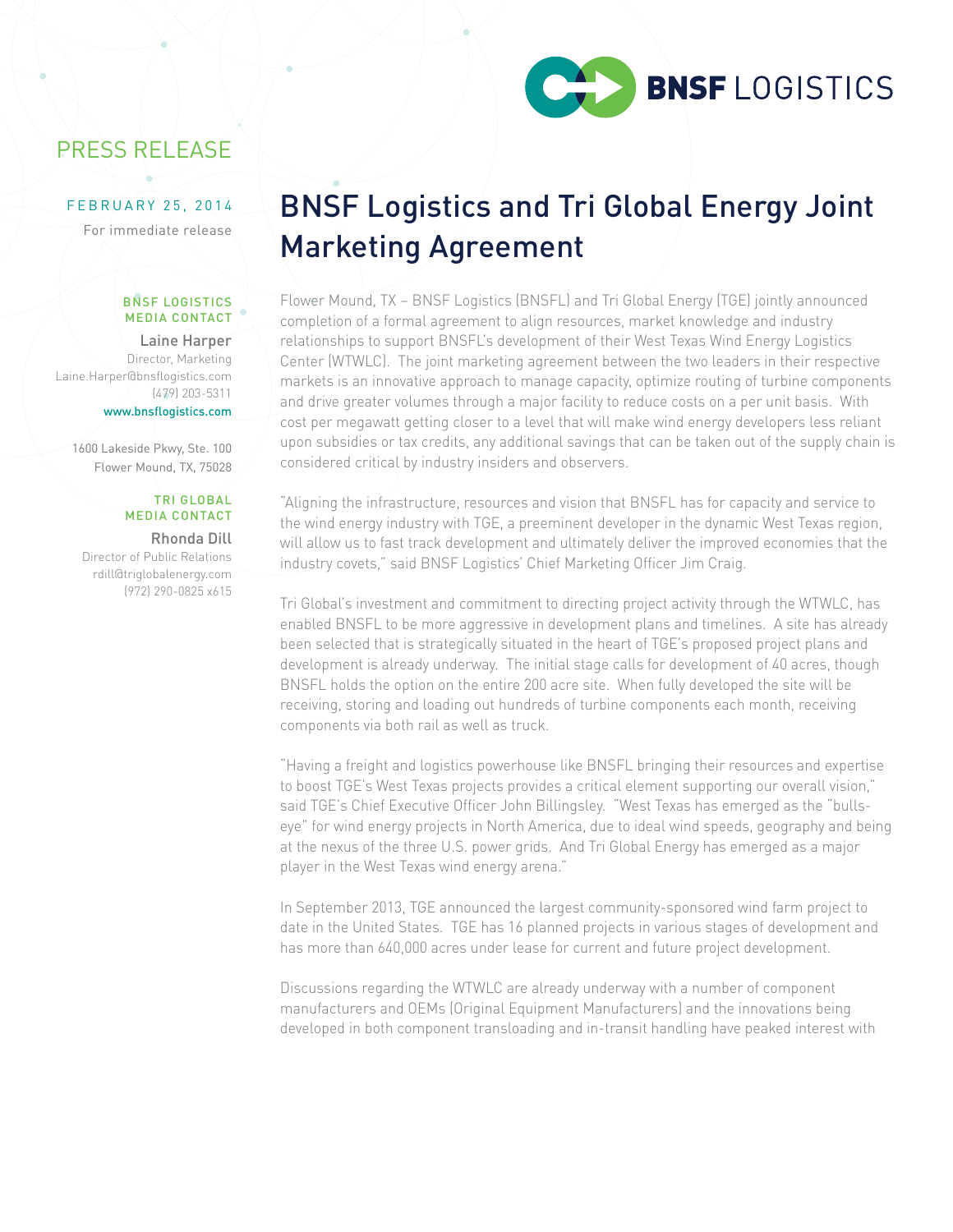BNSF LOGISTICS

PRESS RELEASE

FEBRUARY 25, 2014

For immediate release

**BNSF LOGISTICS MEDIA CONTACT**

Laine Harper
Director, Marketing
Laine.Harper@bnsflogistics.com
(479) 203-5311
www.bnsflogistics.com

1600 Lakeside Pkwy, Ste. 100
Flower Mound, TX, 75028

**TRI GLOBAL MEDIA CONTACT**

Rhonda Dill
Director of Public Relations
rdill@triglobalenergy.com
(972) 290-0825 x615

# BNSF Logistics and Tri Global Energy Joint Marketing Agreement

Flower Mound, TX – BNSF Logistics (BNSFL) and Tri Global Energy (TGE) jointly announced completion of a formal agreement to align resources, market knowledge and industry relationships to support BNSFL's development of their West Texas Wind Energy Logistics Center (WTWLC). The joint marketing agreement between the two leaders in their respective markets is an innovative approach to manage capacity, optimize routing of turbine components and drive greater volumes through a major facility to reduce costs on a per unit basis. With cost per megawatt getting closer to a level that will make wind energy developers less reliant upon subsidies or tax credits, any additional savings that can be taken out of the supply chain is considered critical by industry insiders and observers.

"Aligning the infrastructure, resources and vision that BNSFL has for capacity and service to the wind energy industry with TGE, a preeminent developer in the dynamic West Texas region, will allow us to fast track development and ultimately deliver the improved economies that the industry covets," said BNSF Logistics' Chief Marketing Officer Jim Craig.

Tri Global's investment and commitment to directing project activity through the WTWLC, has enabled BNSFL to be more aggressive in development plans and timelines. A site has already been selected that is strategically situated in the heart of TGE's proposed project plans and development is already underway. The initial stage calls for development of 40 acres, though BNSFL holds the option on the entire 200 acre site. When fully developed the site will be receiving, storing and loading out hundreds of turbine components each month, receiving components via both rail as well as truck.

"Having a freight and logistics powerhouse like BNSFL bringing their resources and expertise to boost TGE's West Texas projects provides a critical element supporting our overall vision," said TGE's Chief Executive Officer John Billingsley. "West Texas has emerged as the "bulls-eye" for wind energy projects in North America, due to ideal wind speeds, geography and being at the nexus of the three U.S. power grids. And Tri Global Energy has emerged as a major player in the West Texas wind energy arena."

In September 2013, TGE announced the largest community-sponsored wind farm project to date in the United States. TGE has 16 planned projects in various stages of development and has more than 640,000 acres under lease for current and future project development.

Discussions regarding the WTWLC are already underway with a number of component manufacturers and OEMs (Original Equipment Manufacturers) and the innovations being developed in both component transloading and in-transit handling have peaked interest with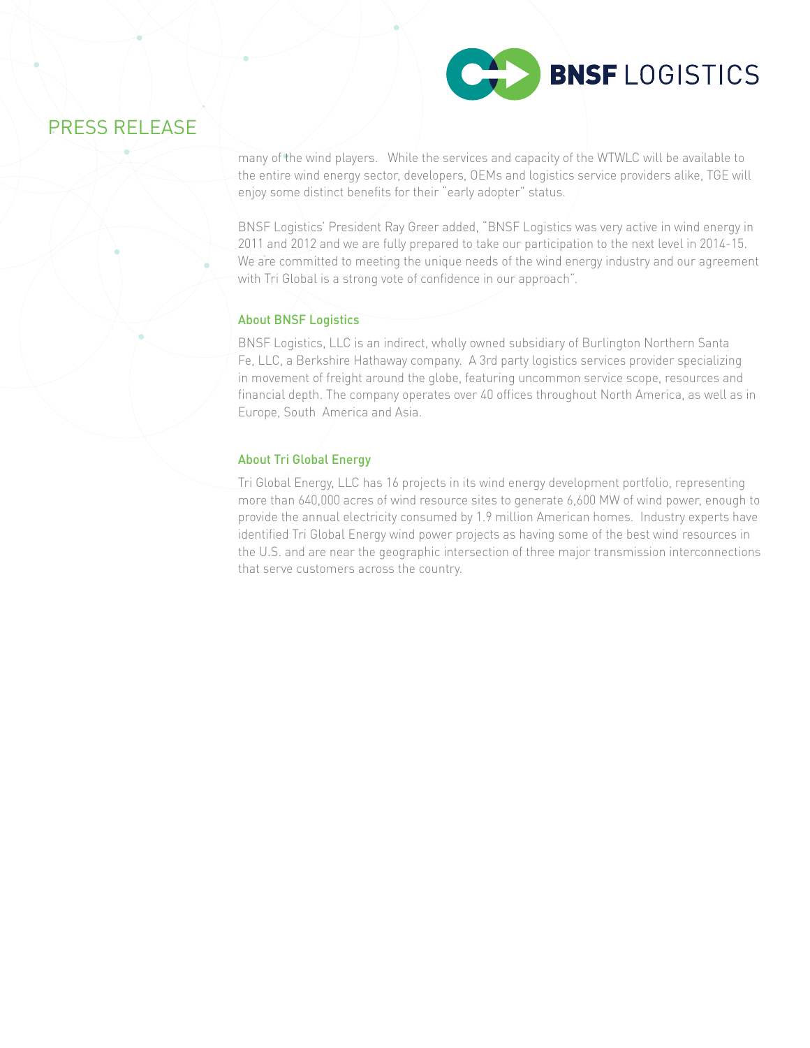# PRESS RELEASE

many of the wind players. While the services and capacity of the WTWLC will be available to the entire wind energy sector, developers, OEMs and logistics service providers alike, TGE will enjoy some distinct benefits for their "early adopter" status.

BNSF Logistics' President Ray Greer added, "BNSF Logistics was very active in wind energy in 2011 and 2012 and we are fully prepared to take our participation to the next level in 2014-15. We are committed to meeting the unique needs of the wind energy industry and our agreement with Tri Global is a strong vote of confidence in our approach".

## About BNSF Logistics

BNSF Logistics, LLC is an indirect, wholly owned subsidiary of Burlington Northern Santa Fe, LLC, a Berkshire Hathaway company. A 3rd party logistics services provider specializing in movement of freight around the globe, featuring uncommon service scope, resources and financial depth. The company operates over 40 offices throughout North America, as well as in Europe, South America and Asia.

## About Tri Global Energy

Tri Global Energy, LLC has 16 projects in its wind energy development portfolio, representing more than 640,000 acres of wind resource sites to generate 6,600 MW of wind power, enough to provide the annual electricity consumed by 1.9 million American homes. Industry experts have identified Tri Global Energy wind power projects as having some of the best wind resources in the U.S. and are near the geographic intersection of three major transmission interconnections that serve customers across the country.